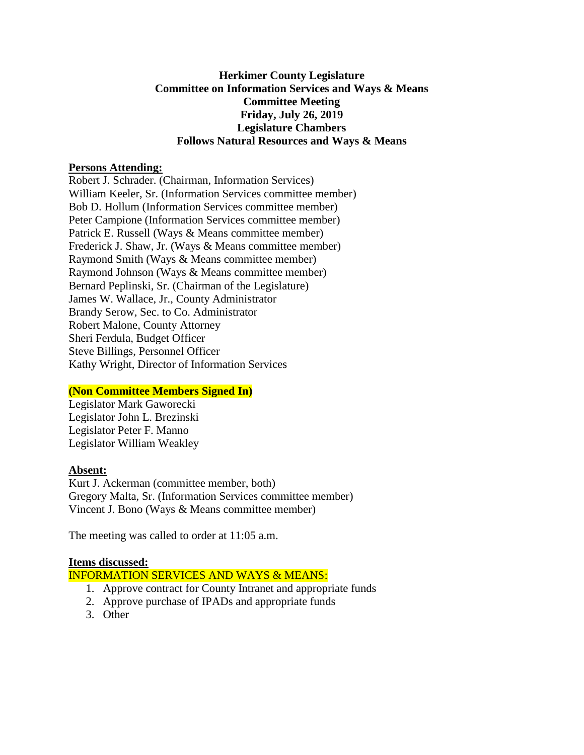**Herkimer County Legislature**
**Committee on Information Services and Ways & Means**
**Committee Meeting**
**Friday, July 26, 2019**
**Legislature Chambers**
**Follows Natural Resources and Ways & Means**

**Persons Attending:**

Robert J. Schrader. (Chairman, Information Services)
William Keeler, Sr. (Information Services committee member)
Bob D. Hollum (Information Services committee member)
Peter Campione (Information Services committee member)
Patrick E. Russell (Ways & Means committee member)
Frederick J. Shaw, Jr. (Ways & Means committee member)
Raymond Smith (Ways & Means committee member)
Raymond Johnson (Ways & Means committee member)
Bernard Peplinski, Sr. (Chairman of the Legislature)
James W. Wallace, Jr., County Administrator
Brandy Serow, Sec. to Co. Administrator
Robert Malone, County Attorney
Sheri Ferdula, Budget Officer
Steve Billings, Personnel Officer
Kathy Wright, Director of Information Services

**(Non Committee Members Signed In)**

Legislator Mark Gaworecki
Legislator John L. Brezinski
Legislator Peter F. Manno
Legislator William Weakley

**Absent:**

Kurt J. Ackerman (committee member, both)
Gregory Malta, Sr. (Information Services committee member)
Vincent J. Bono (Ways & Means committee member)

The meeting was called to order at 11:05 a.m.

**Items discussed:**

INFORMATION SERVICES AND WAYS & MEANS:

1. Approve contract for County Intranet and appropriate funds
2. Approve purchase of IPADs and appropriate funds
3. Other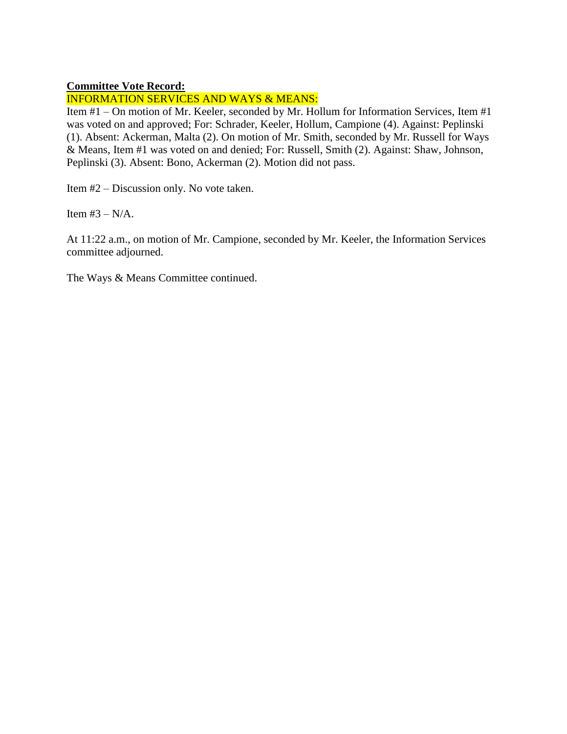**Committee Vote Record:**

INFORMATION SERVICES AND WAYS & MEANS:

Item #1 – On motion of Mr. Keeler, seconded by Mr. Hollum for Information Services, Item #1 was voted on and approved; For: Schrader, Keeler, Hollum, Campione (4). Against: Peplinski (1). Absent: Ackerman, Malta (2). On motion of Mr. Smith, seconded by Mr. Russell for Ways & Means, Item #1 was voted on and denied; For: Russell, Smith (2). Against: Shaw, Johnson, Peplinski (3). Absent: Bono, Ackerman (2). Motion did not pass.

Item #2 – Discussion only. No vote taken.

Item #3 – N/A.

At 11:22 a.m., on motion of Mr. Campione, seconded by Mr. Keeler, the Information Services committee adjourned.

The Ways & Means Committee continued.